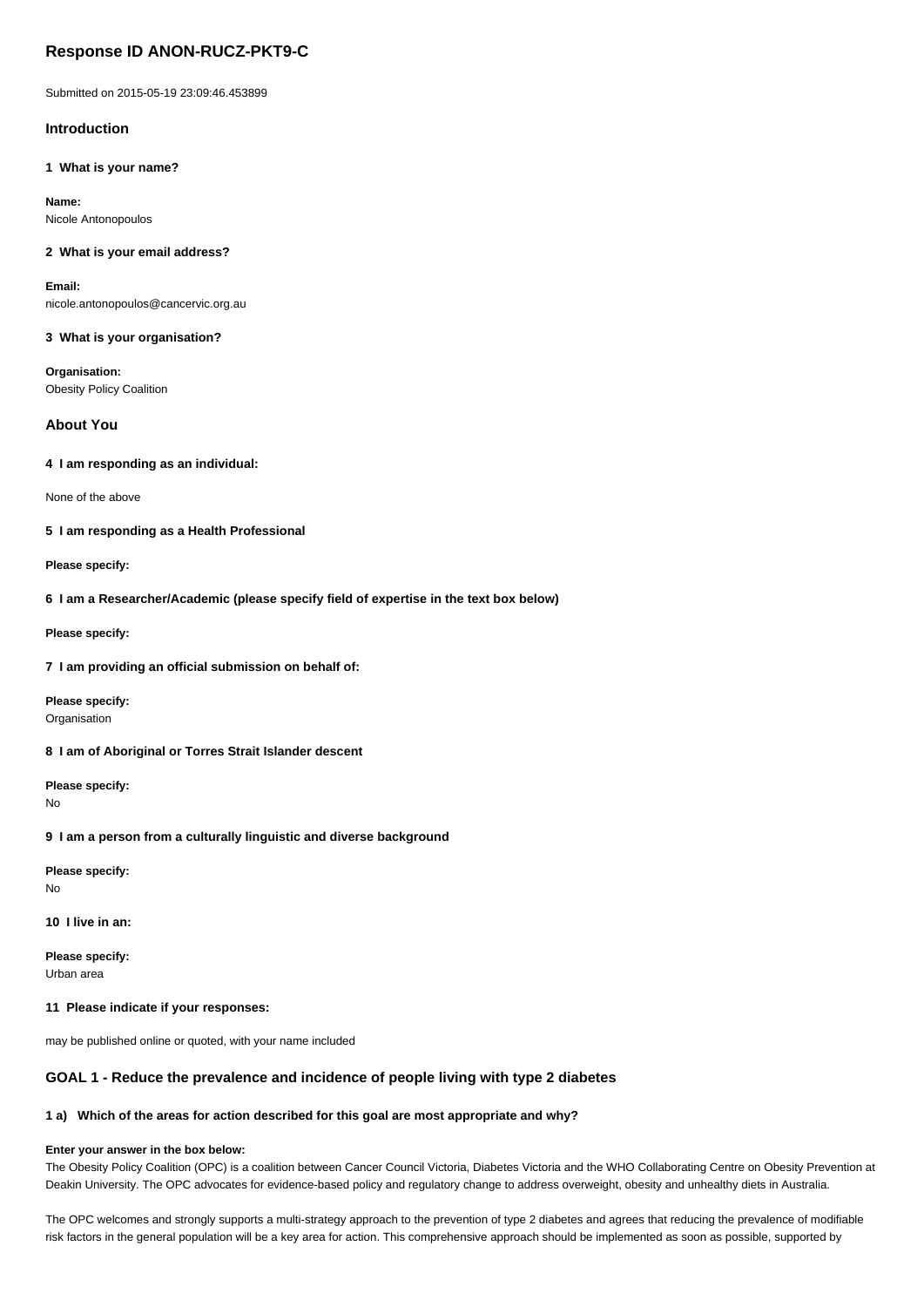# Response ID ANON-RUCZ-PKT9-C

Submitted on 2015-05-19 23:09:46.453899

## Introduction

**1 What is your name?**

**Name:**
Nicole Antonopoulos

**2 What is your email address?**

**Email:**
nicole.antonopoulos@cancervic.org.au

**3 What is your organisation?**

**Organisation:**
Obesity Policy Coalition

## About You

**4 I am responding as an individual:**

None of the above

**5 I am responding as a Health Professional**

**Please specify:**

**6 I am a Researcher/Academic (please specify field of expertise in the text box below)**

**Please specify:**

**7 I am providing an official submission on behalf of:**

**Please specify:**
Organisation

**8 I am of Aboriginal or Torres Strait Islander descent**

**Please specify:**
No

**9 I am a person from a culturally linguistic and diverse background**

**Please specify:**
No

**10 I live in an:**

**Please specify:**
Urban area

**11 Please indicate if your responses:**

may be published online or quoted, with your name included

## GOAL 1 - Reduce the prevalence and incidence of people living with type 2 diabetes

**1 a) Which of the areas for action described for this goal are most appropriate and why?**

**Enter your answer in the box below:**
The Obesity Policy Coalition (OPC) is a coalition between Cancer Council Victoria, Diabetes Victoria and the WHO Collaborating Centre on Obesity Prevention at Deakin University. The OPC advocates for evidence-based policy and regulatory change to address overweight, obesity and unhealthy diets in Australia.

The OPC welcomes and strongly supports a multi-strategy approach to the prevention of type 2 diabetes and agrees that reducing the prevalence of modifiable risk factors in the general population will be a key area for action. This comprehensive approach should be implemented as soon as possible, supported by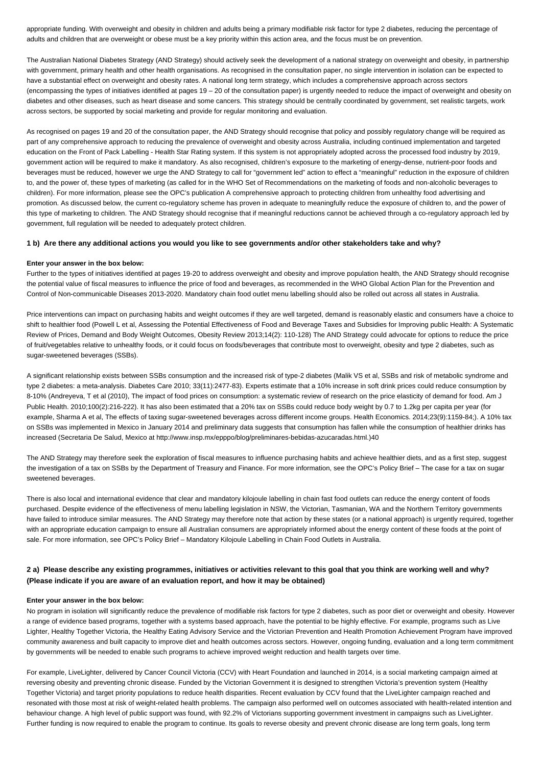appropriate funding. With overweight and obesity in children and adults being a primary modifiable risk factor for type 2 diabetes, reducing the percentage of adults and children that are overweight or obese must be a key priority within this action area, and the focus must be on prevention.

The Australian National Diabetes Strategy (AND Strategy) should actively seek the development of a national strategy on overweight and obesity, in partnership with government, primary health and other health organisations. As recognised in the consultation paper, no single intervention in isolation can be expected to have a substantial effect on overweight and obesity rates. A national long term strategy, which includes a comprehensive approach across sectors (encompassing the types of initiatives identified at pages 19 – 20 of the consultation paper) is urgently needed to reduce the impact of overweight and obesity on diabetes and other diseases, such as heart disease and some cancers. This strategy should be centrally coordinated by government, set realistic targets, work across sectors, be supported by social marketing and provide for regular monitoring and evaluation.

As recognised on pages 19 and 20 of the consultation paper, the AND Strategy should recognise that policy and possibly regulatory change will be required as part of any comprehensive approach to reducing the prevalence of overweight and obesity across Australia, including continued implementation and targeted education on the Front of Pack Labelling - Health Star Rating system. If this system is not appropriately adopted across the processed food industry by 2019, government action will be required to make it mandatory. As also recognised, children's exposure to the marketing of energy-dense, nutrient-poor foods and beverages must be reduced, however we urge the AND Strategy to call for "government led" action to effect a "meaningful" reduction in the exposure of children to, and the power of, these types of marketing (as called for in the WHO Set of Recommendations on the marketing of foods and non-alcoholic beverages to children). For more information, please see the OPC's publication A comprehensive approach to protecting children from unhealthy food advertising and promotion. As discussed below, the current co-regulatory scheme has proven in adequate to meaningfully reduce the exposure of children to, and the power of this type of marketing to children. The AND Strategy should recognise that if meaningful reductions cannot be achieved through a co-regulatory approach led by government, full regulation will be needed to adequately protect children.

**1 b) Are there any additional actions you would you like to see governments and/or other stakeholders take and why?**

**Enter your answer in the box below:**

Further to the types of initiatives identified at pages 19-20 to address overweight and obesity and improve population health, the AND Strategy should recognise the potential value of fiscal measures to influence the price of food and beverages, as recommended in the WHO Global Action Plan for the Prevention and Control of Non-communicable Diseases 2013-2020. Mandatory chain food outlet menu labelling should also be rolled out across all states in Australia.

Price interventions can impact on purchasing habits and weight outcomes if they are well targeted, demand is reasonably elastic and consumers have a choice to shift to healthier food (Powell L et al, Assessing the Potential Effectiveness of Food and Beverage Taxes and Subsidies for Improving public Health: A Systematic Review of Prices, Demand and Body Weight Outcomes, Obesity Review 2013;14(2): 110-128) The AND Strategy could advocate for options to reduce the price of fruit/vegetables relative to unhealthy foods, or it could focus on foods/beverages that contribute most to overweight, obesity and type 2 diabetes, such as sugar-sweetened beverages (SSBs).

A significant relationship exists between SSBs consumption and the increased risk of type-2 diabetes (Malik VS et al, SSBs and risk of metabolic syndrome and type 2 diabetes: a meta-analysis. Diabetes Care 2010; 33(11):2477-83). Experts estimate that a 10% increase in soft drink prices could reduce consumption by 8-10% (Andreyeva, T et al (2010), The impact of food prices on consumption: a systematic review of research on the price elasticity of demand for food. Am J Public Health. 2010;100(2):216-222). It has also been estimated that a 20% tax on SSBs could reduce body weight by 0.7 to 1.2kg per capita per year (for example, Sharma A et al, The effects of taxing sugar-sweetened beverages across different income groups. Health Economics. 2014;23(9):1159-84;). A 10% tax on SSBs was implemented in Mexico in January 2014 and preliminary data suggests that consumption has fallen while the consumption of healthier drinks has increased (Secretaria De Salud, Mexico at http://www.insp.mx/epppo/blog/preliminares-bebidas-azucaradas.html.)40

The AND Strategy may therefore seek the exploration of fiscal measures to influence purchasing habits and achieve healthier diets, and as a first step, suggest the investigation of a tax on SSBs by the Department of Treasury and Finance. For more information, see the OPC's Policy Brief – The case for a tax on sugar sweetened beverages.

There is also local and international evidence that clear and mandatory kilojoule labelling in chain fast food outlets can reduce the energy content of foods purchased. Despite evidence of the effectiveness of menu labelling legislation in NSW, the Victorian, Tasmanian, WA and the Northern Territory governments have failed to introduce similar measures. The AND Strategy may therefore note that action by these states (or a national approach) is urgently required, together with an appropriate education campaign to ensure all Australian consumers are appropriately informed about the energy content of these foods at the point of sale. For more information, see OPC's Policy Brief – Mandatory Kilojoule Labelling in Chain Food Outlets in Australia.

**2 a) Please describe any existing programmes, initiatives or activities relevant to this goal that you think are working well and why? (Please indicate if you are aware of an evaluation report, and how it may be obtained)**

**Enter your answer in the box below:**

No program in isolation will significantly reduce the prevalence of modifiable risk factors for type 2 diabetes, such as poor diet or overweight and obesity. However a range of evidence based programs, together with a systems based approach, have the potential to be highly effective. For example, programs such as Live Lighter, Healthy Together Victoria, the Healthy Eating Advisory Service and the Victorian Prevention and Health Promotion Achievement Program have improved community awareness and built capacity to improve diet and health outcomes across sectors. However, ongoing funding, evaluation and a long term commitment by governments will be needed to enable such programs to achieve improved weight reduction and health targets over time.

For example, LiveLighter, delivered by Cancer Council Victoria (CCV) with Heart Foundation and launched in 2014, is a social marketing campaign aimed at reversing obesity and preventing chronic disease. Funded by the Victorian Government it is designed to strengthen Victoria's prevention system (Healthy Together Victoria) and target priority populations to reduce health disparities. Recent evaluation by CCV found that the LiveLighter campaign reached and resonated with those most at risk of weight-related health problems. The campaign also performed well on outcomes associated with health-related intention and behaviour change. A high level of public support was found, with 92.2% of Victorians supporting government investment in campaigns such as LiveLighter. Further funding is now required to enable the program to continue. Its goals to reverse obesity and prevent chronic disease are long term goals, long term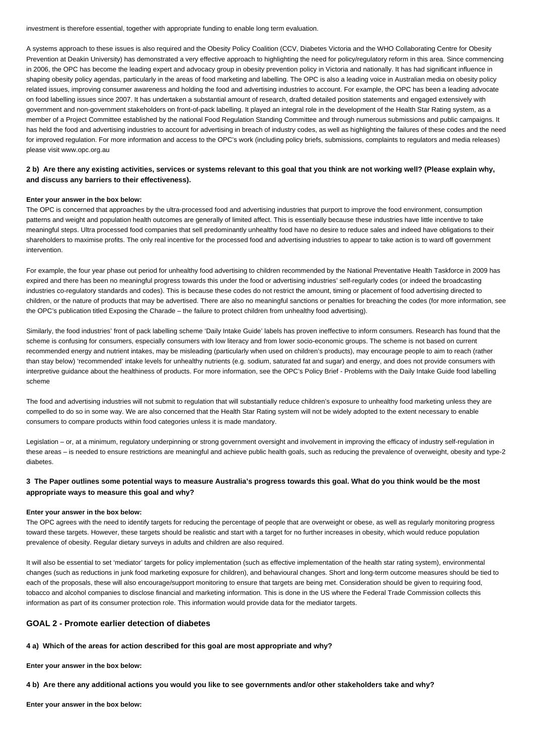investment is therefore essential, together with appropriate funding to enable long term evaluation.

A systems approach to these issues is also required and the Obesity Policy Coalition (CCV, Diabetes Victoria and the WHO Collaborating Centre for Obesity Prevention at Deakin University) has demonstrated a very effective approach to highlighting the need for policy/regulatory reform in this area. Since commencing in 2006, the OPC has become the leading expert and advocacy group in obesity prevention policy in Victoria and nationally. It has had significant influence in shaping obesity policy agendas, particularly in the areas of food marketing and labelling. The OPC is also a leading voice in Australian media on obesity policy related issues, improving consumer awareness and holding the food and advertising industries to account. For example, the OPC has been a leading advocate on food labelling issues since 2007. It has undertaken a substantial amount of research, drafted detailed position statements and engaged extensively with government and non-government stakeholders on front-of-pack labelling. It played an integral role in the development of the Health Star Rating system, as a member of a Project Committee established by the national Food Regulation Standing Committee and through numerous submissions and public campaigns. It has held the food and advertising industries to account for advertising in breach of industry codes, as well as highlighting the failures of these codes and the need for improved regulation. For more information and access to the OPC's work (including policy briefs, submissions, complaints to regulators and media releases) please visit www.opc.org.au

**2 b) Are there any existing activities, services or systems relevant to this goal that you think are not working well? (Please explain why, and discuss any barriers to their effectiveness).**

**Enter your answer in the box below:**

The OPC is concerned that approaches by the ultra-processed food and advertising industries that purport to improve the food environment, consumption patterns and weight and population health outcomes are generally of limited affect. This is essentially because these industries have little incentive to take meaningful steps. Ultra processed food companies that sell predominantly unhealthy food have no desire to reduce sales and indeed have obligations to their shareholders to maximise profits. The only real incentive for the processed food and advertising industries to appear to take action is to ward off government intervention.

For example, the four year phase out period for unhealthy food advertising to children recommended by the National Preventative Health Taskforce in 2009 has expired and there has been no meaningful progress towards this under the food or advertising industries' self-regularly codes (or indeed the broadcasting industries co-regulatory standards and codes). This is because these codes do not restrict the amount, timing or placement of food advertising directed to children, or the nature of products that may be advertised. There are also no meaningful sanctions or penalties for breaching the codes (for more information, see the OPC's publication titled Exposing the Charade – the failure to protect children from unhealthy food advertising).

Similarly, the food industries' front of pack labelling scheme 'Daily Intake Guide' labels has proven ineffective to inform consumers. Research has found that the scheme is confusing for consumers, especially consumers with low literacy and from lower socio-economic groups. The scheme is not based on current recommended energy and nutrient intakes, may be misleading (particularly when used on children's products), may encourage people to aim to reach (rather than stay below) 'recommended' intake levels for unhealthy nutrients (e.g. sodium, saturated fat and sugar) and energy, and does not provide consumers with interpretive guidance about the healthiness of products. For more information, see the OPC's Policy Brief - Problems with the Daily Intake Guide food labelling scheme

The food and advertising industries will not submit to regulation that will substantially reduce children's exposure to unhealthy food marketing unless they are compelled to do so in some way. We are also concerned that the Health Star Rating system will not be widely adopted to the extent necessary to enable consumers to compare products within food categories unless it is made mandatory.

Legislation – or, at a minimum, regulatory underpinning or strong government oversight and involvement in improving the efficacy of industry self-regulation in these areas – is needed to ensure restrictions are meaningful and achieve public health goals, such as reducing the prevalence of overweight, obesity and type-2 diabetes.

**3 The Paper outlines some potential ways to measure Australia's progress towards this goal. What do you think would be the most appropriate ways to measure this goal and why?**

**Enter your answer in the box below:**

The OPC agrees with the need to identify targets for reducing the percentage of people that are overweight or obese, as well as regularly monitoring progress toward these targets. However, these targets should be realistic and start with a target for no further increases in obesity, which would reduce population prevalence of obesity. Regular dietary surveys in adults and children are also required.

It will also be essential to set 'mediator' targets for policy implementation (such as effective implementation of the health star rating system), environmental changes (such as reductions in junk food marketing exposure for children), and behavioural changes. Short and long-term outcome measures should be tied to each of the proposals, these will also encourage/support monitoring to ensure that targets are being met. Consideration should be given to requiring food, tobacco and alcohol companies to disclose financial and marketing information. This is done in the US where the Federal Trade Commission collects this information as part of its consumer protection role. This information would provide data for the mediator targets.

## GOAL 2 - Promote earlier detection of diabetes

**4 a) Which of the areas for action described for this goal are most appropriate and why?**

**Enter your answer in the box below:**

**4 b) Are there any additional actions you would you like to see governments and/or other stakeholders take and why?**

**Enter your answer in the box below:**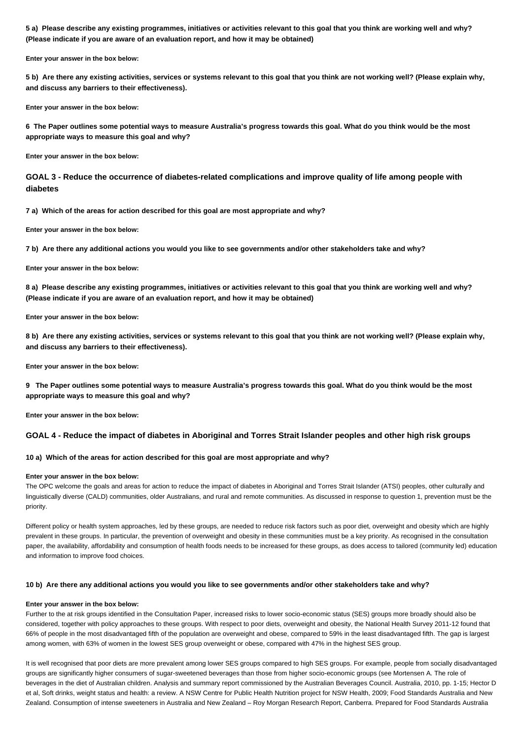**5 a) Please describe any existing programmes, initiatives or activities relevant to this goal that you think are working well and why? (Please indicate if you are aware of an evaluation report, and how it may be obtained)**

**Enter your answer in the box below:**

**5 b) Are there any existing activities, services or systems relevant to this goal that you think are not working well? (Please explain why, and discuss any barriers to their effectiveness).**

**Enter your answer in the box below:**

**6 The Paper outlines some potential ways to measure Australia's progress towards this goal. What do you think would be the most appropriate ways to measure this goal and why?**

**Enter your answer in the box below:**

## GOAL 3 - Reduce the occurrence of diabetes-related complications and improve quality of life among people with diabetes

**7 a) Which of the areas for action described for this goal are most appropriate and why?**

**Enter your answer in the box below:**

**7 b) Are there any additional actions you would you like to see governments and/or other stakeholders take and why?**

**Enter your answer in the box below:**

**8 a) Please describe any existing programmes, initiatives or activities relevant to this goal that you think are working well and why? (Please indicate if you are aware of an evaluation report, and how it may be obtained)**

**Enter your answer in the box below:**

**8 b) Are there any existing activities, services or systems relevant to this goal that you think are not working well? (Please explain why, and discuss any barriers to their effectiveness).**

**Enter your answer in the box below:**

**9 The Paper outlines some potential ways to measure Australia's progress towards this goal. What do you think would be the most appropriate ways to measure this goal and why?**

**Enter your answer in the box below:**

## GOAL 4 - Reduce the impact of diabetes in Aboriginal and Torres Strait Islander peoples and other high risk groups

**10 a) Which of the areas for action described for this goal are most appropriate and why?**

**Enter your answer in the box below:**

The OPC welcome the goals and areas for action to reduce the impact of diabetes in Aboriginal and Torres Strait Islander (ATSI) peoples, other culturally and linguistically diverse (CALD) communities, older Australians, and rural and remote communities. As discussed in response to question 1, prevention must be the priority.

Different policy or health system approaches, led by these groups, are needed to reduce risk factors such as poor diet, overweight and obesity which are highly prevalent in these groups. In particular, the prevention of overweight and obesity in these communities must be a key priority. As recognised in the consultation paper, the availability, affordability and consumption of health foods needs to be increased for these groups, as does access to tailored (community led) education and information to improve food choices.

**10 b) Are there any additional actions you would you like to see governments and/or other stakeholders take and why?**

**Enter your answer in the box below:**

Further to the at risk groups identified in the Consultation Paper, increased risks to lower socio-economic status (SES) groups more broadly should also be considered, together with policy approaches to these groups. With respect to poor diets, overweight and obesity, the National Health Survey 2011-12 found that 66% of people in the most disadvantaged fifth of the population are overweight and obese, compared to 59% in the least disadvantaged fifth. The gap is largest among women, with 63% of women in the lowest SES group overweight or obese, compared with 47% in the highest SES group.

It is well recognised that poor diets are more prevalent among lower SES groups compared to high SES groups. For example, people from socially disadvantaged groups are significantly higher consumers of sugar-sweetened beverages than those from higher socio-economic groups (see Mortensen A. The role of beverages in the diet of Australian children. Analysis and summary report commissioned by the Australian Beverages Council. Australia, 2010, pp. 1-15; Hector D et al, Soft drinks, weight status and health: a review. A NSW Centre for Public Health Nutrition project for NSW Health, 2009; Food Standards Australia and New Zealand. Consumption of intense sweeteners in Australia and New Zealand – Roy Morgan Research Report, Canberra. Prepared for Food Standards Australia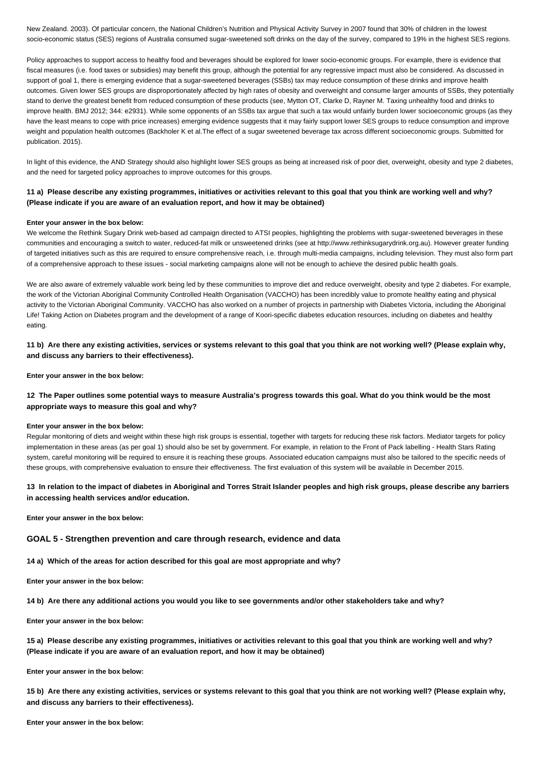New Zealand. 2003). Of particular concern, the National Children's Nutrition and Physical Activity Survey in 2007 found that 30% of children in the lowest socio-economic status (SES) regions of Australia consumed sugar-sweetened soft drinks on the day of the survey, compared to 19% in the highest SES regions.

Policy approaches to support access to healthy food and beverages should be explored for lower socio-economic groups. For example, there is evidence that fiscal measures (i.e. food taxes or subsidies) may benefit this group, although the potential for any regressive impact must also be considered. As discussed in support of goal 1, there is emerging evidence that a sugar-sweetened beverages (SSBs) tax may reduce consumption of these drinks and improve health outcomes. Given lower SES groups are disproportionately affected by high rates of obesity and overweight and consume larger amounts of SSBs, they potentially stand to derive the greatest benefit from reduced consumption of these products (see, Mytton OT, Clarke D, Rayner M. Taxing unhealthy food and drinks to improve health. BMJ 2012; 344: e2931). While some opponents of an SSBs tax argue that such a tax would unfairly burden lower socioeconomic groups (as they have the least means to cope with price increases) emerging evidence suggests that it may fairly support lower SES groups to reduce consumption and improve weight and population health outcomes (Backholer K et al.The effect of a sugar sweetened beverage tax across different socioeconomic groups. Submitted for publication. 2015).

In light of this evidence, the AND Strategy should also highlight lower SES groups as being at increased risk of poor diet, overweight, obesity and type 2 diabetes, and the need for targeted policy approaches to improve outcomes for this groups.

### 11 a) Please describe any existing programmes, initiatives or activities relevant to this goal that you think are working well and why? (Please indicate if you are aware of an evaluation report, and how it may be obtained)

**Enter your answer in the box below:**

We welcome the Rethink Sugary Drink web-based ad campaign directed to ATSI peoples, highlighting the problems with sugar-sweetened beverages in these communities and encouraging a switch to water, reduced-fat milk or unsweetened drinks (see at http://www.rethinksugarydrink.org.au). However greater funding of targeted initiatives such as this are required to ensure comprehensive reach, i.e. through multi-media campaigns, including television. They must also form part of a comprehensive approach to these issues - social marketing campaigns alone will not be enough to achieve the desired public health goals.

We are also aware of extremely valuable work being led by these communities to improve diet and reduce overweight, obesity and type 2 diabetes. For example, the work of the Victorian Aboriginal Community Controlled Health Organisation (VACCHO) has been incredibly value to promote healthy eating and physical activity to the Victorian Aboriginal Community. VACCHO has also worked on a number of projects in partnership with Diabetes Victoria, including the Aboriginal Life! Taking Action on Diabetes program and the development of a range of Koori-specific diabetes education resources, including on diabetes and healthy eating.

### 11 b) Are there any existing activities, services or systems relevant to this goal that you think are not working well? (Please explain why, and discuss any barriers to their effectiveness).

**Enter your answer in the box below:**

### 12 The Paper outlines some potential ways to measure Australia's progress towards this goal. What do you think would be the most appropriate ways to measure this goal and why?

**Enter your answer in the box below:**

Regular monitoring of diets and weight within these high risk groups is essential, together with targets for reducing these risk factors. Mediator targets for policy implementation in these areas (as per goal 1) should also be set by government. For example, in relation to the Front of Pack labelling - Health Stars Rating system, careful monitoring will be required to ensure it is reaching these groups. Associated education campaigns must also be tailored to the specific needs of these groups, with comprehensive evaluation to ensure their effectiveness. The first evaluation of this system will be available in December 2015.

### 13 In relation to the impact of diabetes in Aboriginal and Torres Strait Islander peoples and high risk groups, please describe any barriers in accessing health services and/or education.

**Enter your answer in the box below:**

## GOAL 5 - Strengthen prevention and care through research, evidence and data

### 14 a) Which of the areas for action described for this goal are most appropriate and why?

**Enter your answer in the box below:**

### 14 b) Are there any additional actions you would you like to see governments and/or other stakeholders take and why?

**Enter your answer in the box below:**

### 15 a) Please describe any existing programmes, initiatives or activities relevant to this goal that you think are working well and why? (Please indicate if you are aware of an evaluation report, and how it may be obtained)

**Enter your answer in the box below:**

### 15 b) Are there any existing activities, services or systems relevant to this goal that you think are not working well? (Please explain why, and discuss any barriers to their effectiveness).

**Enter your answer in the box below:**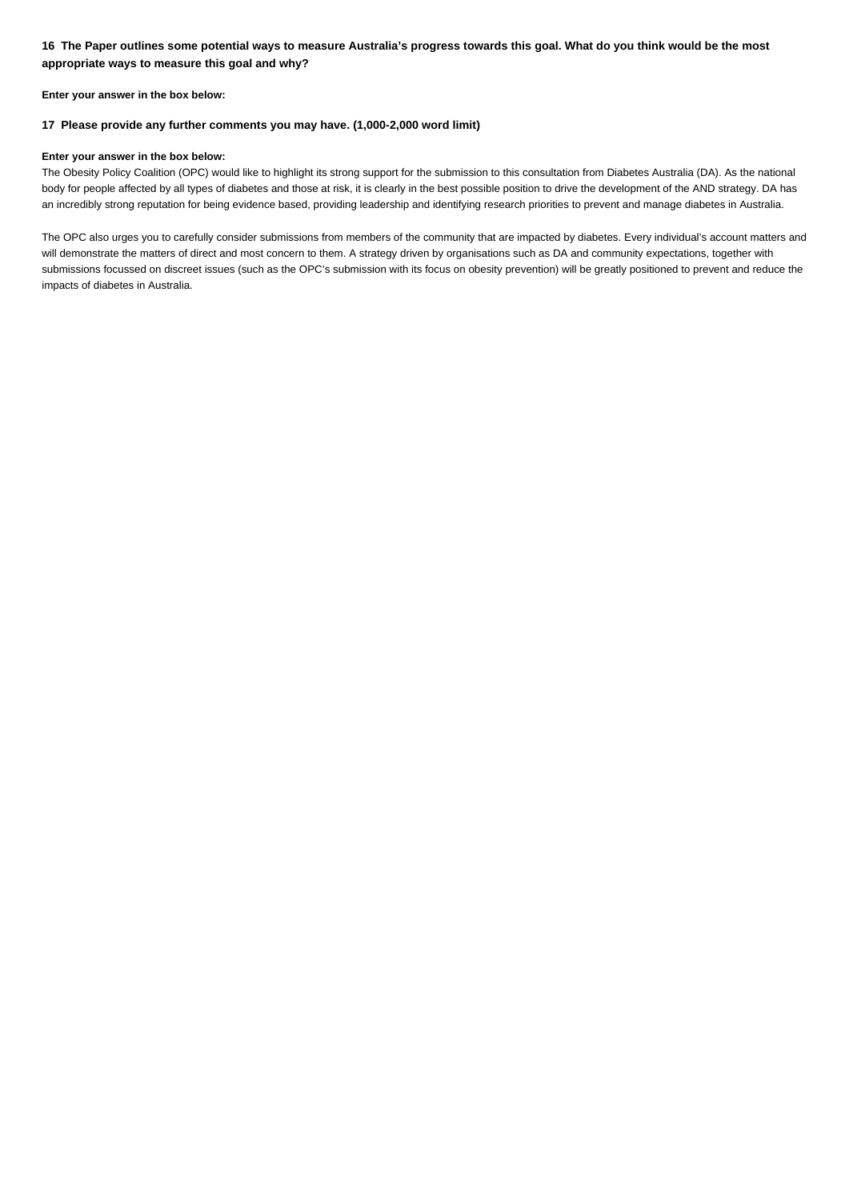**16 The Paper outlines some potential ways to measure Australia's progress towards this goal. What do you think would be the most appropriate ways to measure this goal and why?**

**Enter your answer in the box below:**

**17 Please provide any further comments you may have. (1,000-2,000 word limit)**

**Enter your answer in the box below:**

The Obesity Policy Coalition (OPC) would like to highlight its strong support for the submission to this consultation from Diabetes Australia (DA). As the national body for people affected by all types of diabetes and those at risk, it is clearly in the best possible position to drive the development of the AND strategy. DA has an incredibly strong reputation for being evidence based, providing leadership and identifying research priorities to prevent and manage diabetes in Australia.

The OPC also urges you to carefully consider submissions from members of the community that are impacted by diabetes. Every individual's account matters and will demonstrate the matters of direct and most concern to them. A strategy driven by organisations such as DA and community expectations, together with submissions focussed on discreet issues (such as the OPC's submission with its focus on obesity prevention) will be greatly positioned to prevent and reduce the impacts of diabetes in Australia.